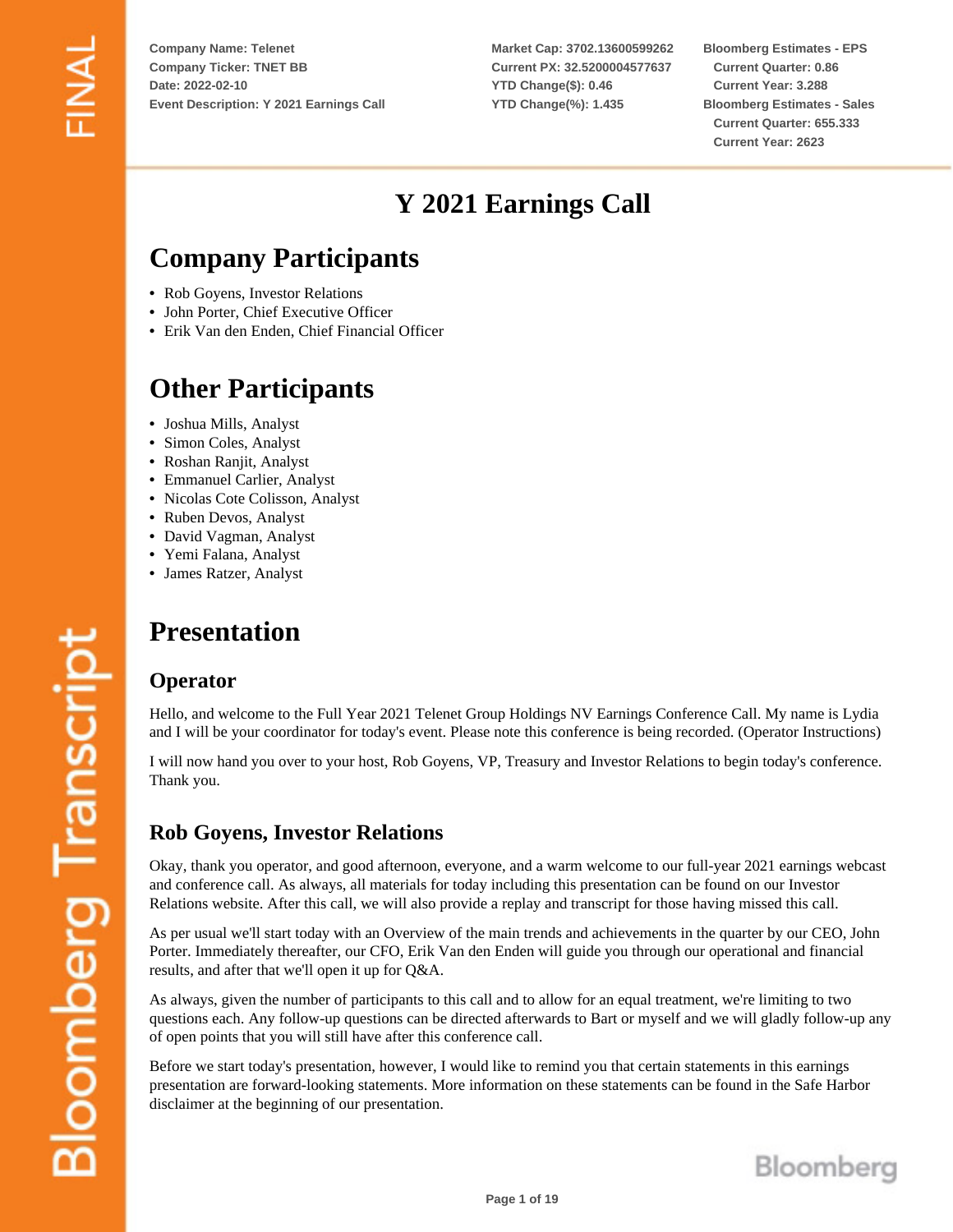Company Name: Telenet
Company Ticker: TNET BB
Date: 2022-02-10
Event Description: Y 2021 Earnings Call

Market Cap: 3702.13600599262
Current PX: 32.5200004577637
YTD Change($): 0.46
YTD Change(%): 1.435

Bloomberg Estimates - EPS
Current Quarter: 0.86
Current Year: 3.288
Bloomberg Estimates - Sales
Current Quarter: 655.333
Current Year: 2623

# Y 2021 Earnings Call

## Company Participants

- Rob Goyens, Investor Relations
- John Porter, Chief Executive Officer
- Erik Van den Enden, Chief Financial Officer

## Other Participants

- Joshua Mills, Analyst
- Simon Coles, Analyst
- Roshan Ranjit, Analyst
- Emmanuel Carlier, Analyst
- Nicolas Cote Colisson, Analyst
- Ruben Devos, Analyst
- David Vagman, Analyst
- Yemi Falana, Analyst
- James Ratzer, Analyst

## Presentation

### Operator

Hello, and welcome to the Full Year 2021 Telenet Group Holdings NV Earnings Conference Call. My name is Lydia and I will be your coordinator for today's event. Please note this conference is being recorded. (Operator Instructions)

I will now hand you over to your host, Rob Goyens, VP, Treasury and Investor Relations to begin today's conference. Thank you.

### Rob Goyens, Investor Relations

Okay, thank you operator, and good afternoon, everyone, and a warm welcome to our full-year 2021 earnings webcast and conference call. As always, all materials for today including this presentation can be found on our Investor Relations website. After this call, we will also provide a replay and transcript for those having missed this call.

As per usual we'll start today with an Overview of the main trends and achievements in the quarter by our CEO, John Porter. Immediately thereafter, our CFO, Erik Van den Enden will guide you through our operational and financial results, and after that we'll open it up for Q&A.

As always, given the number of participants to this call and to allow for an equal treatment, we're limiting to two questions each. Any follow-up questions can be directed afterwards to Bart or myself and we will gladly follow-up any of open points that you will still have after this conference call.

Before we start today's presentation, however, I would like to remind you that certain statements in this earnings presentation are forward-looking statements. More information on these statements can be found in the Safe Harbor disclaimer at the beginning of our presentation.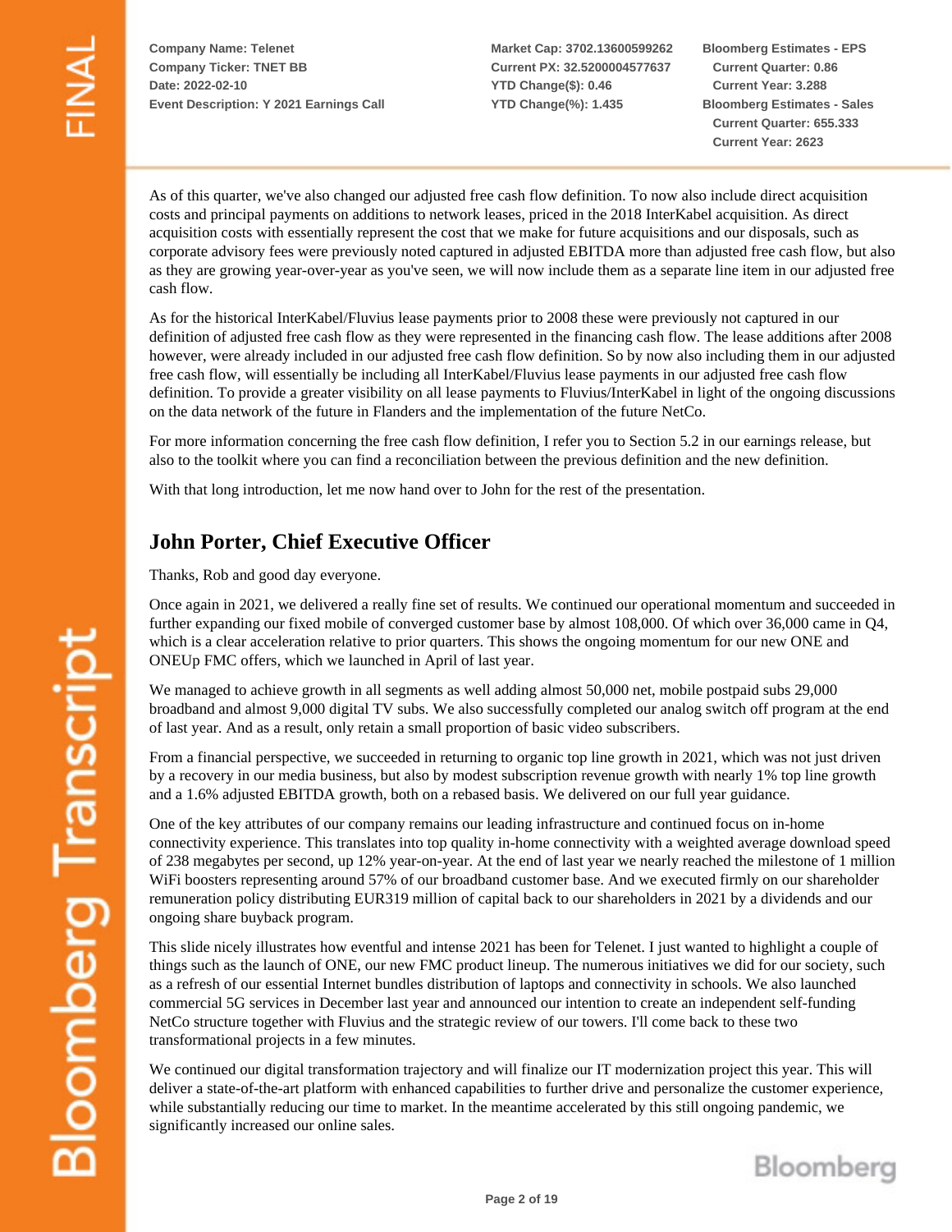As of this quarter, we've also changed our adjusted free cash flow definition. To now also include direct acquisition costs and principal payments on additions to network leases, priced in the 2018 InterKabel acquisition. As direct acquisition costs with essentially represent the cost that we make for future acquisitions and our disposals, such as corporate advisory fees were previously noted captured in adjusted EBITDA more than adjusted free cash flow, but also as they are growing year-over-year as you've seen, we will now include them as a separate line item in our adjusted free cash flow.

As for the historical InterKabel/Fluvius lease payments prior to 2008 these were previously not captured in our definition of adjusted free cash flow as they were represented in the financing cash flow. The lease additions after 2008 however, were already included in our adjusted free cash flow definition. So by now also including them in our adjusted free cash flow, will essentially be including all InterKabel/Fluvius lease payments in our adjusted free cash flow definition. To provide a greater visibility on all lease payments to Fluvius/InterKabel in light of the ongoing discussions on the data network of the future in Flanders and the implementation of the future NetCo.

For more information concerning the free cash flow definition, I refer you to Section 5.2 in our earnings release, but also to the toolkit where you can find a reconciliation between the previous definition and the new definition.

With that long introduction, let me now hand over to John for the rest of the presentation.

## John Porter, Chief Executive Officer

Thanks, Rob and good day everyone.

Once again in 2021, we delivered a really fine set of results. We continued our operational momentum and succeeded in further expanding our fixed mobile of converged customer base by almost 108,000. Of which over 36,000 came in Q4, which is a clear acceleration relative to prior quarters. This shows the ongoing momentum for our new ONE and ONEUp FMC offers, which we launched in April of last year.

We managed to achieve growth in all segments as well adding almost 50,000 net, mobile postpaid subs 29,000 broadband and almost 9,000 digital TV subs. We also successfully completed our analog switch off program at the end of last year. And as a result, only retain a small proportion of basic video subscribers.

From a financial perspective, we succeeded in returning to organic top line growth in 2021, which was not just driven by a recovery in our media business, but also by modest subscription revenue growth with nearly 1% top line growth and a 1.6% adjusted EBITDA growth, both on a rebased basis. We delivered on our full year guidance.

One of the key attributes of our company remains our leading infrastructure and continued focus on in-home connectivity experience. This translates into top quality in-home connectivity with a weighted average download speed of 238 megabytes per second, up 12% year-on-year. At the end of last year we nearly reached the milestone of 1 million WiFi boosters representing around 57% of our broadband customer base. And we executed firmly on our shareholder remuneration policy distributing EUR319 million of capital back to our shareholders in 2021 by a dividends and our ongoing share buyback program.

This slide nicely illustrates how eventful and intense 2021 has been for Telenet. I just wanted to highlight a couple of things such as the launch of ONE, our new FMC product lineup. The numerous initiatives we did for our society, such as a refresh of our essential Internet bundles distribution of laptops and connectivity in schools. We also launched commercial 5G services in December last year and announced our intention to create an independent self-funding NetCo structure together with Fluvius and the strategic review of our towers. I'll come back to these two transformational projects in a few minutes.

We continued our digital transformation trajectory and will finalize our IT modernization project this year. This will deliver a state-of-the-art platform with enhanced capabilities to further drive and personalize the customer experience, while substantially reducing our time to market. In the meantime accelerated by this still ongoing pandemic, we significantly increased our online sales.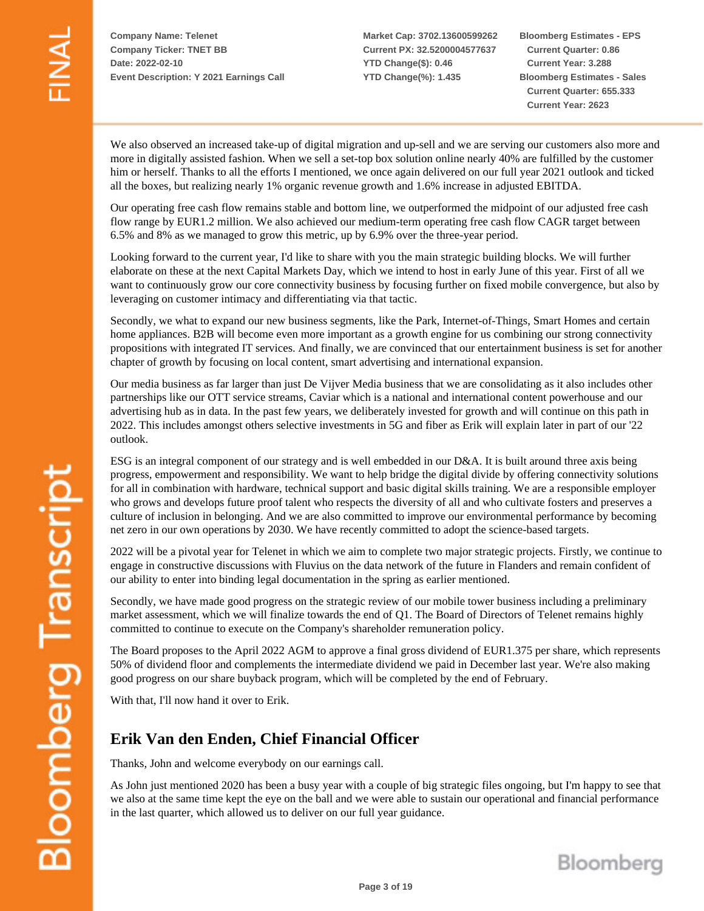We also observed an increased take-up of digital migration and up-sell and we are serving our customers also more and more in digitally assisted fashion. When we sell a set-top box solution online nearly 40% are fulfilled by the customer him or herself. Thanks to all the efforts I mentioned, we once again delivered on our full year 2021 outlook and ticked all the boxes, but realizing nearly 1% organic revenue growth and 1.6% increase in adjusted EBITDA.

Our operating free cash flow remains stable and bottom line, we outperformed the midpoint of our adjusted free cash flow range by EUR1.2 million. We also achieved our medium-term operating free cash flow CAGR target between 6.5% and 8% as we managed to grow this metric, up by 6.9% over the three-year period.

Looking forward to the current year, I'd like to share with you the main strategic building blocks. We will further elaborate on these at the next Capital Markets Day, which we intend to host in early June of this year. First of all we want to continuously grow our core connectivity business by focusing further on fixed mobile convergence, but also by leveraging on customer intimacy and differentiating via that tactic.

Secondly, we what to expand our new business segments, like the Park, Internet-of-Things, Smart Homes and certain home appliances. B2B will become even more important as a growth engine for us combining our strong connectivity propositions with integrated IT services. And finally, we are convinced that our entertainment business is set for another chapter of growth by focusing on local content, smart advertising and international expansion.

Our media business as far larger than just De Vijver Media business that we are consolidating as it also includes other partnerships like our OTT service streams, Caviar which is a national and international content powerhouse and our advertising hub as in data. In the past few years, we deliberately invested for growth and will continue on this path in 2022. This includes amongst others selective investments in 5G and fiber as Erik will explain later in part of our '22 outlook.

ESG is an integral component of our strategy and is well embedded in our D&A. It is built around three axis being progress, empowerment and responsibility. We want to help bridge the digital divide by offering connectivity solutions for all in combination with hardware, technical support and basic digital skills training. We are a responsible employer who grows and develops future proof talent who respects the diversity of all and who cultivate fosters and preserves a culture of inclusion in belonging. And we are also committed to improve our environmental performance by becoming net zero in our own operations by 2030. We have recently committed to adopt the science-based targets.

2022 will be a pivotal year for Telenet in which we aim to complete two major strategic projects. Firstly, we continue to engage in constructive discussions with Fluvius on the data network of the future in Flanders and remain confident of our ability to enter into binding legal documentation in the spring as earlier mentioned.

Secondly, we have made good progress on the strategic review of our mobile tower business including a preliminary market assessment, which we will finalize towards the end of Q1. The Board of Directors of Telenet remains highly committed to continue to execute on the Company's shareholder remuneration policy.

The Board proposes to the April 2022 AGM to approve a final gross dividend of EUR1.375 per share, which represents 50% of dividend floor and complements the intermediate dividend we paid in December last year. We're also making good progress on our share buyback program, which will be completed by the end of February.

With that, I'll now hand it over to Erik.

## Erik Van den Enden, Chief Financial Officer

Thanks, John and welcome everybody on our earnings call.

As John just mentioned 2020 has been a busy year with a couple of big strategic files ongoing, but I'm happy to see that we also at the same time kept the eye on the ball and we were able to sustain our operational and financial performance in the last quarter, which allowed us to deliver on our full year guidance.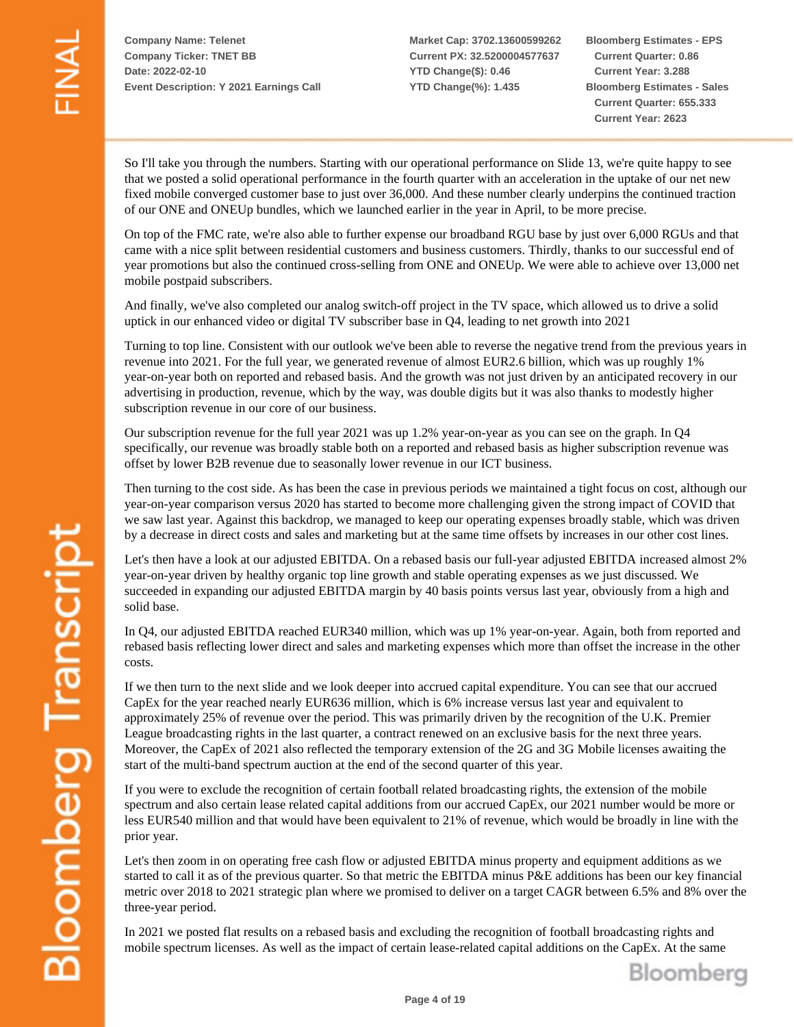So I'll take you through the numbers. Starting with our operational performance on Slide 13, we're quite happy to see that we posted a solid operational performance in the fourth quarter with an acceleration in the uptake of our net new fixed mobile converged customer base to just over 36,000. And these number clearly underpins the continued traction of our ONE and ONEUp bundles, which we launched earlier in the year in April, to be more precise.

On top of the FMC rate, we're also able to further expense our broadband RGU base by just over 6,000 RGUs and that came with a nice split between residential customers and business customers. Thirdly, thanks to our successful end of year promotions but also the continued cross-selling from ONE and ONEUp. We were able to achieve over 13,000 net mobile postpaid subscribers.

And finally, we've also completed our analog switch-off project in the TV space, which allowed us to drive a solid uptick in our enhanced video or digital TV subscriber base in Q4, leading to net growth into 2021

Turning to top line. Consistent with our outlook we've been able to reverse the negative trend from the previous years in revenue into 2021. For the full year, we generated revenue of almost EUR2.6 billion, which was up roughly 1% year-on-year both on reported and rebased basis. And the growth was not just driven by an anticipated recovery in our advertising in production, revenue, which by the way, was double digits but it was also thanks to modestly higher subscription revenue in our core of our business.

Our subscription revenue for the full year 2021 was up 1.2% year-on-year as you can see on the graph. In Q4 specifically, our revenue was broadly stable both on a reported and rebased basis as higher subscription revenue was offset by lower B2B revenue due to seasonally lower revenue in our ICT business.

Then turning to the cost side. As has been the case in previous periods we maintained a tight focus on cost, although our year-on-year comparison versus 2020 has started to become more challenging given the strong impact of COVID that we saw last year. Against this backdrop, we managed to keep our operating expenses broadly stable, which was driven by a decrease in direct costs and sales and marketing but at the same time offsets by increases in our other cost lines.

Let's then have a look at our adjusted EBITDA. On a rebased basis our full-year adjusted EBITDA increased almost 2% year-on-year driven by healthy organic top line growth and stable operating expenses as we just discussed. We succeeded in expanding our adjusted EBITDA margin by 40 basis points versus last year, obviously from a high and solid base.

In Q4, our adjusted EBITDA reached EUR340 million, which was up 1% year-on-year. Again, both from reported and rebased basis reflecting lower direct and sales and marketing expenses which more than offset the increase in the other costs.

If we then turn to the next slide and we look deeper into accrued capital expenditure. You can see that our accrued CapEx for the year reached nearly EUR636 million, which is 6% increase versus last year and equivalent to approximately 25% of revenue over the period. This was primarily driven by the recognition of the U.K. Premier League broadcasting rights in the last quarter, a contract renewed on an exclusive basis for the next three years. Moreover, the CapEx of 2021 also reflected the temporary extension of the 2G and 3G Mobile licenses awaiting the start of the multi-band spectrum auction at the end of the second quarter of this year.

If you were to exclude the recognition of certain football related broadcasting rights, the extension of the mobile spectrum and also certain lease related capital additions from our accrued CapEx, our 2021 number would be more or less EUR540 million and that would have been equivalent to 21% of revenue, which would be broadly in line with the prior year.

Let's then zoom in on operating free cash flow or adjusted EBITDA minus property and equipment additions as we started to call it as of the previous quarter. So that metric the EBITDA minus P&E additions has been our key financial metric over 2018 to 2021 strategic plan where we promised to deliver on a target CAGR between 6.5% and 8% over the three-year period.

In 2021 we posted flat results on a rebased basis and excluding the recognition of football broadcasting rights and mobile spectrum licenses. As well as the impact of certain lease-related capital additions on the CapEx. At the same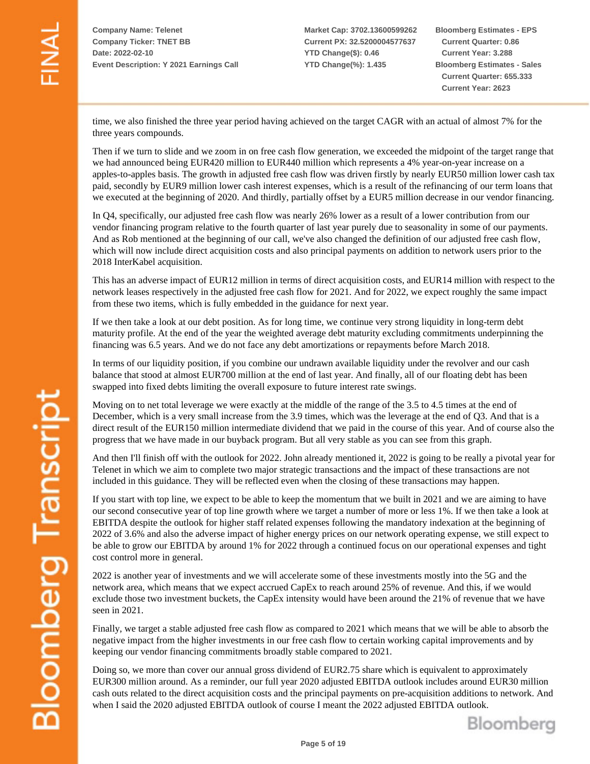time, we also finished the three year period having achieved on the target CAGR with an actual of almost 7% for the three years compounds.

Then if we turn to slide and we zoom in on free cash flow generation, we exceeded the midpoint of the target range that we had announced being EUR420 million to EUR440 million which represents a 4% year-on-year increase on a apples-to-apples basis. The growth in adjusted free cash flow was driven firstly by nearly EUR50 million lower cash tax paid, secondly by EUR9 million lower cash interest expenses, which is a result of the refinancing of our term loans that we executed at the beginning of 2020. And thirdly, partially offset by a EUR5 million decrease in our vendor financing.

In Q4, specifically, our adjusted free cash flow was nearly 26% lower as a result of a lower contribution from our vendor financing program relative to the fourth quarter of last year purely due to seasonality in some of our payments. And as Rob mentioned at the beginning of our call, we've also changed the definition of our adjusted free cash flow, which will now include direct acquisition costs and also principal payments on addition to network users prior to the 2018 InterKabel acquisition.

This has an adverse impact of EUR12 million in terms of direct acquisition costs, and EUR14 million with respect to the network leases respectively in the adjusted free cash flow for 2021. And for 2022, we expect roughly the same impact from these two items, which is fully embedded in the guidance for next year.

If we then take a look at our debt position. As for long time, we continue very strong liquidity in long-term debt maturity profile. At the end of the year the weighted average debt maturity excluding commitments underpinning the financing was 6.5 years. And we do not face any debt amortizations or repayments before March 2018.

In terms of our liquidity position, if you combine our undrawn available liquidity under the revolver and our cash balance that stood at almost EUR700 million at the end of last year. And finally, all of our floating debt has been swapped into fixed debts limiting the overall exposure to future interest rate swings.

Moving on to net total leverage we were exactly at the middle of the range of the 3.5 to 4.5 times at the end of December, which is a very small increase from the 3.9 times, which was the leverage at the end of Q3. And that is a direct result of the EUR150 million intermediate dividend that we paid in the course of this year. And of course also the progress that we have made in our buyback program. But all very stable as you can see from this graph.

And then I'll finish off with the outlook for 2022. John already mentioned it, 2022 is going to be really a pivotal year for Telenet in which we aim to complete two major strategic transactions and the impact of these transactions are not included in this guidance. They will be reflected even when the closing of these transactions may happen.

If you start with top line, we expect to be able to keep the momentum that we built in 2021 and we are aiming to have our second consecutive year of top line growth where we target a number of more or less 1%. If we then take a look at EBITDA despite the outlook for higher staff related expenses following the mandatory indexation at the beginning of 2022 of 3.6% and also the adverse impact of higher energy prices on our network operating expense, we still expect to be able to grow our EBITDA by around 1% for 2022 through a continued focus on our operational expenses and tight cost control more in general.

2022 is another year of investments and we will accelerate some of these investments mostly into the 5G and the network area, which means that we expect accrued CapEx to reach around 25% of revenue. And this, if we would exclude those two investment buckets, the CapEx intensity would have been around the 21% of revenue that we have seen in 2021.

Finally, we target a stable adjusted free cash flow as compared to 2021 which means that we will be able to absorb the negative impact from the higher investments in our free cash flow to certain working capital improvements and by keeping our vendor financing commitments broadly stable compared to 2021.

Doing so, we more than cover our annual gross dividend of EUR2.75 share which is equivalent to approximately EUR300 million around. As a reminder, our full year 2020 adjusted EBITDA outlook includes around EUR30 million cash outs related to the direct acquisition costs and the principal payments on pre-acquisition additions to network. And when I said the 2020 adjusted EBITDA outlook of course I meant the 2022 adjusted EBITDA outlook.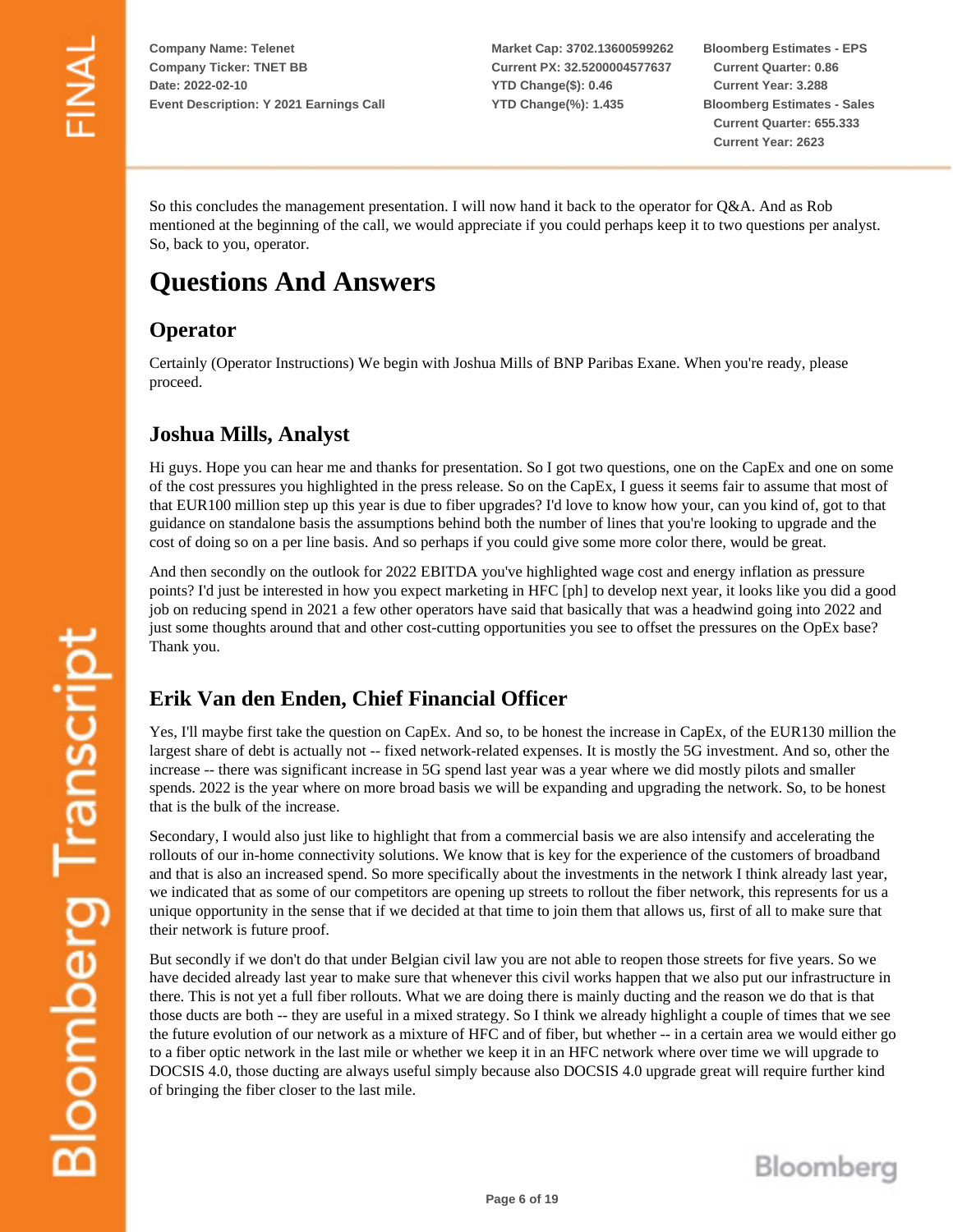So this concludes the management presentation. I will now hand it back to the operator for Q&A. And as Rob mentioned at the beginning of the call, we would appreciate if you could perhaps keep it to two questions per analyst. So, back to you, operator.

# Questions And Answers

## Operator

Certainly (Operator Instructions) We begin with Joshua Mills of BNP Paribas Exane. When you're ready, please proceed.

## Joshua Mills, Analyst

Hi guys. Hope you can hear me and thanks for presentation. So I got two questions, one on the CapEx and one on some of the cost pressures you highlighted in the press release. So on the CapEx, I guess it seems fair to assume that most of that EUR100 million step up this year is due to fiber upgrades? I'd love to know how your, can you kind of, got to that guidance on standalone basis the assumptions behind both the number of lines that you're looking to upgrade and the cost of doing so on a per line basis. And so perhaps if you could give some more color there, would be great.

And then secondly on the outlook for 2022 EBITDA you've highlighted wage cost and energy inflation as pressure points? I'd just be interested in how you expect marketing in HFC [ph] to develop next year, it looks like you did a good job on reducing spend in 2021 a few other operators have said that basically that was a headwind going into 2022 and just some thoughts around that and other cost-cutting opportunities you see to offset the pressures on the OpEx base? Thank you.

## Erik Van den Enden, Chief Financial Officer

Yes, I'll maybe first take the question on CapEx. And so, to be honest the increase in CapEx, of the EUR130 million the largest share of debt is actually not -- fixed network-related expenses. It is mostly the 5G investment. And so, other the increase -- there was significant increase in 5G spend last year was a year where we did mostly pilots and smaller spends. 2022 is the year where on more broad basis we will be expanding and upgrading the network. So, to be honest that is the bulk of the increase.

Secondary, I would also just like to highlight that from a commercial basis we are also intensify and accelerating the rollouts of our in-home connectivity solutions. We know that is key for the experience of the customers of broadband and that is also an increased spend. So more specifically about the investments in the network I think already last year, we indicated that as some of our competitors are opening up streets to rollout the fiber network, this represents for us a unique opportunity in the sense that if we decided at that time to join them that allows us, first of all to make sure that their network is future proof.

But secondly if we don't do that under Belgian civil law you are not able to reopen those streets for five years. So we have decided already last year to make sure that whenever this civil works happen that we also put our infrastructure in there. This is not yet a full fiber rollouts. What we are doing there is mainly ducting and the reason we do that is that those ducts are both -- they are useful in a mixed strategy. So I think we already highlight a couple of times that we see the future evolution of our network as a mixture of HFC and of fiber, but whether -- in a certain area we would either go to a fiber optic network in the last mile or whether we keep it in an HFC network where over time we will upgrade to DOCSIS 4.0, those ducting are always useful simply because also DOCSIS 4.0 upgrade great will require further kind of bringing the fiber closer to the last mile.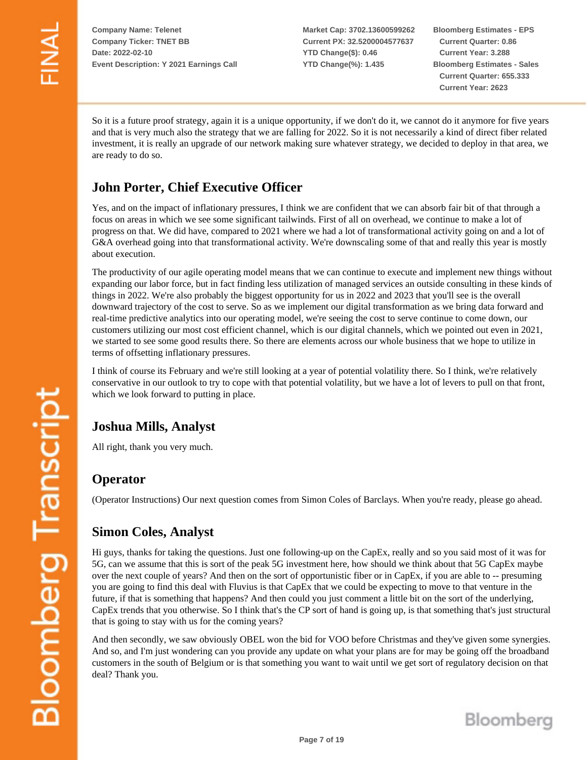So it is a future proof strategy, again it is a unique opportunity, if we don't do it, we cannot do it anymore for five years and that is very much also the strategy that we are falling for 2022. So it is not necessarily a kind of direct fiber related investment, it is really an upgrade of our network making sure whatever strategy, we decided to deploy in that area, we are ready to do so.

## John Porter, Chief Executive Officer

Yes, and on the impact of inflationary pressures, I think we are confident that we can absorb fair bit of that through a focus on areas in which we see some significant tailwinds. First of all on overhead, we continue to make a lot of progress on that. We did have, compared to 2021 where we had a lot of transformational activity going on and a lot of G&A overhead going into that transformational activity. We're downscaling some of that and really this year is mostly about execution.

The productivity of our agile operating model means that we can continue to execute and implement new things without expanding our labor force, but in fact finding less utilization of managed services an outside consulting in these kinds of things in 2022. We're also probably the biggest opportunity for us in 2022 and 2023 that you'll see is the overall downward trajectory of the cost to serve. So as we implement our digital transformation as we bring data forward and real-time predictive analytics into our operating model, we're seeing the cost to serve continue to come down, our customers utilizing our most cost efficient channel, which is our digital channels, which we pointed out even in 2021, we started to see some good results there. So there are elements across our whole business that we hope to utilize in terms of offsetting inflationary pressures.

I think of course its February and we're still looking at a year of potential volatility there. So I think, we're relatively conservative in our outlook to try to cope with that potential volatility, but we have a lot of levers to pull on that front, which we look forward to putting in place.

## Joshua Mills, Analyst

All right, thank you very much.

## Operator

(Operator Instructions) Our next question comes from Simon Coles of Barclays. When you're ready, please go ahead.

## Simon Coles, Analyst

Hi guys, thanks for taking the questions. Just one following-up on the CapEx, really and so you said most of it was for 5G, can we assume that this is sort of the peak 5G investment here, how should we think about that 5G CapEx maybe over the next couple of years? And then on the sort of opportunistic fiber or in CapEx, if you are able to -- presuming you are going to find this deal with Fluvius is that CapEx that we could be expecting to move to that venture in the future, if that is something that happens? And then could you just comment a little bit on the sort of the underlying, CapEx trends that you otherwise. So I think that's the CP sort of hand is going up, is that something that's just structural that is going to stay with us for the coming years?

And then secondly, we saw obviously OBEL won the bid for VOO before Christmas and they've given some synergies. And so, and I'm just wondering can you provide any update on what your plans are for may be going off the broadband customers in the south of Belgium or is that something you want to wait until we get sort of regulatory decision on that deal? Thank you.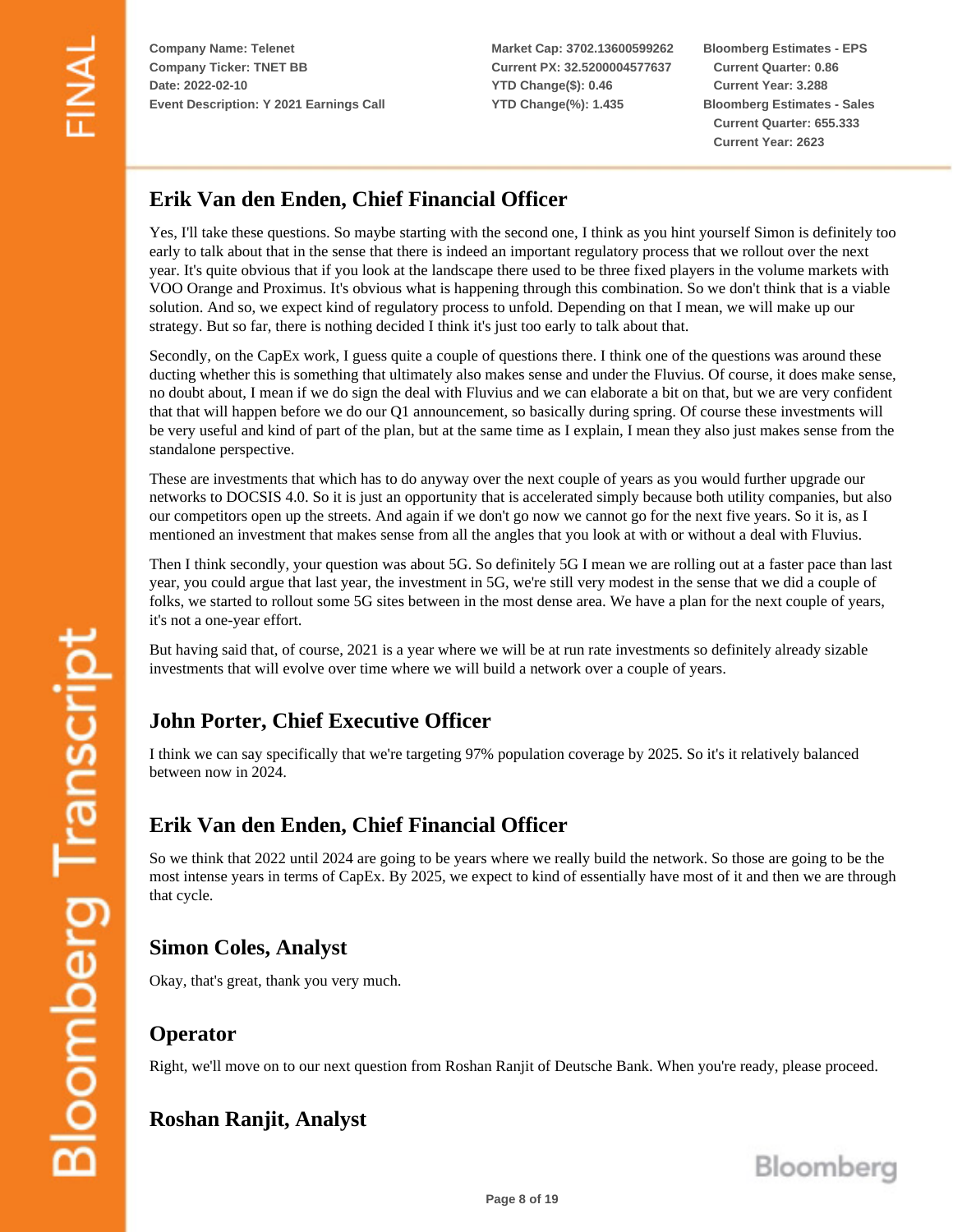## Erik Van den Enden, Chief Financial Officer

Yes, I'll take these questions. So maybe starting with the second one, I think as you hint yourself Simon is definitely too early to talk about that in the sense that there is indeed an important regulatory process that we rollout over the next year. It's quite obvious that if you look at the landscape there used to be three fixed players in the volume markets with VOO Orange and Proximus. It's obvious what is happening through this combination. So we don't think that is a viable solution. And so, we expect kind of regulatory process to unfold. Depending on that I mean, we will make up our strategy. But so far, there is nothing decided I think it's just too early to talk about that.

Secondly, on the CapEx work, I guess quite a couple of questions there. I think one of the questions was around these ducting whether this is something that ultimately also makes sense and under the Fluvius. Of course, it does make sense, no doubt about, I mean if we do sign the deal with Fluvius and we can elaborate a bit on that, but we are very confident that that will happen before we do our Q1 announcement, so basically during spring. Of course these investments will be very useful and kind of part of the plan, but at the same time as I explain, I mean they also just makes sense from the standalone perspective.

These are investments that which has to do anyway over the next couple of years as you would further upgrade our networks to DOCSIS 4.0. So it is just an opportunity that is accelerated simply because both utility companies, but also our competitors open up the streets. And again if we don't go now we cannot go for the next five years. So it is, as I mentioned an investment that makes sense from all the angles that you look at with or without a deal with Fluvius.

Then I think secondly, your question was about 5G. So definitely 5G I mean we are rolling out at a faster pace than last year, you could argue that last year, the investment in 5G, we're still very modest in the sense that we did a couple of folks, we started to rollout some 5G sites between in the most dense area. We have a plan for the next couple of years, it's not a one-year effort.

But having said that, of course, 2021 is a year where we will be at run rate investments so definitely already sizable investments that will evolve over time where we will build a network over a couple of years.

## John Porter, Chief Executive Officer

I think we can say specifically that we're targeting 97% population coverage by 2025. So it's it relatively balanced between now in 2024.

## Erik Van den Enden, Chief Financial Officer

So we think that 2022 until 2024 are going to be years where we really build the network. So those are going to be the most intense years in terms of CapEx. By 2025, we expect to kind of essentially have most of it and then we are through that cycle.

## Simon Coles, Analyst

Okay, that's great, thank you very much.

## Operator

Right, we'll move on to our next question from Roshan Ranjit of Deutsche Bank. When you're ready, please proceed.

## Roshan Ranjit, Analyst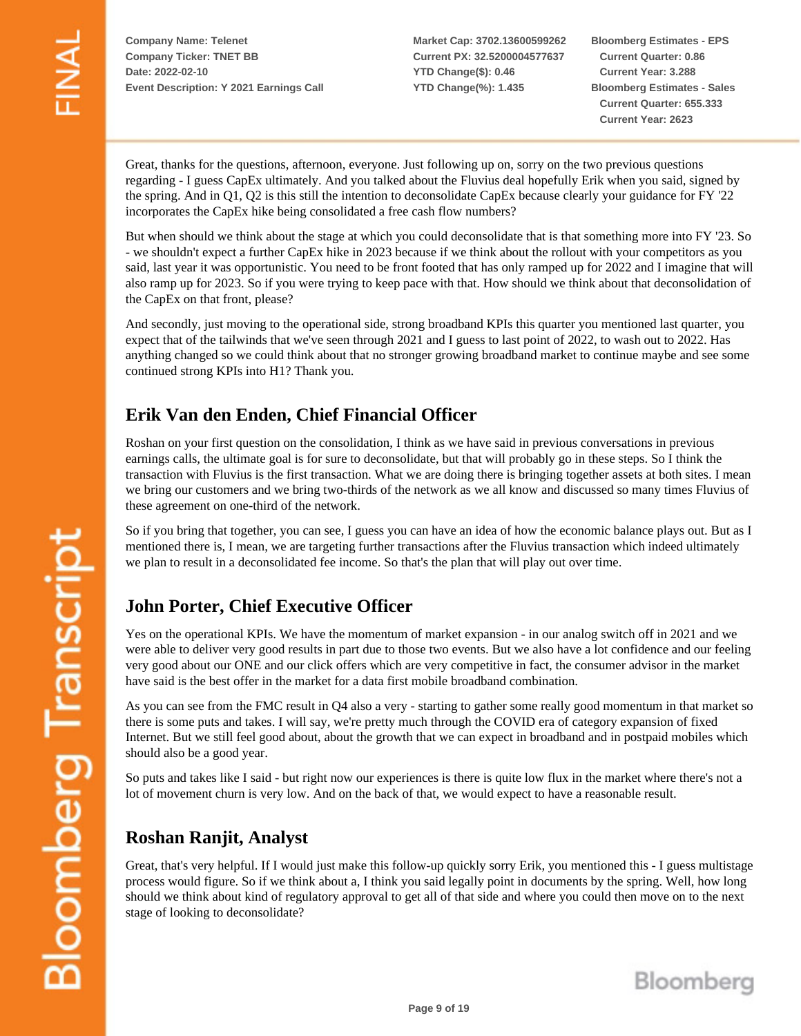Great, thanks for the questions, afternoon, everyone. Just following up on, sorry on the two previous questions regarding - I guess CapEx ultimately. And you talked about the Fluvius deal hopefully Erik when you said, signed by the spring. And in Q1, Q2 is this still the intention to deconsolidate CapEx because clearly your guidance for FY '22 incorporates the CapEx hike being consolidated a free cash flow numbers?

But when should we think about the stage at which you could deconsolidate that is that something more into FY '23. So - we shouldn't expect a further CapEx hike in 2023 because if we think about the rollout with your competitors as you said, last year it was opportunistic. You need to be front footed that has only ramped up for 2022 and I imagine that will also ramp up for 2023. So if you were trying to keep pace with that. How should we think about that deconsolidation of the CapEx on that front, please?

And secondly, just moving to the operational side, strong broadband KPIs this quarter you mentioned last quarter, you expect that of the tailwinds that we've seen through 2021 and I guess to last point of 2022, to wash out to 2022. Has anything changed so we could think about that no stronger growing broadband market to continue maybe and see some continued strong KPIs into H1? Thank you.

## Erik Van den Enden, Chief Financial Officer

Roshan on your first question on the consolidation, I think as we have said in previous conversations in previous earnings calls, the ultimate goal is for sure to deconsolidate, but that will probably go in these steps. So I think the transaction with Fluvius is the first transaction. What we are doing there is bringing together assets at both sites. I mean we bring our customers and we bring two-thirds of the network as we all know and discussed so many times Fluvius of these agreement on one-third of the network.

So if you bring that together, you can see, I guess you can have an idea of how the economic balance plays out. But as I mentioned there is, I mean, we are targeting further transactions after the Fluvius transaction which indeed ultimately we plan to result in a deconsolidated fee income. So that's the plan that will play out over time.

## John Porter, Chief Executive Officer

Yes on the operational KPIs. We have the momentum of market expansion - in our analog switch off in 2021 and we were able to deliver very good results in part due to those two events. But we also have a lot confidence and our feeling very good about our ONE and our click offers which are very competitive in fact, the consumer advisor in the market have said is the best offer in the market for a data first mobile broadband combination.

As you can see from the FMC result in Q4 also a very - starting to gather some really good momentum in that market so there is some puts and takes. I will say, we're pretty much through the COVID era of category expansion of fixed Internet. But we still feel good about, about the growth that we can expect in broadband and in postpaid mobiles which should also be a good year.

So puts and takes like I said - but right now our experiences is there is quite low flux in the market where there's not a lot of movement churn is very low. And on the back of that, we would expect to have a reasonable result.

## Roshan Ranjit, Analyst

Great, that's very helpful. If I would just make this follow-up quickly sorry Erik, you mentioned this - I guess multistage process would figure. So if we think about a, I think you said legally point in documents by the spring. Well, how long should we think about kind of regulatory approval to get all of that side and where you could then move on to the next stage of looking to deconsolidate?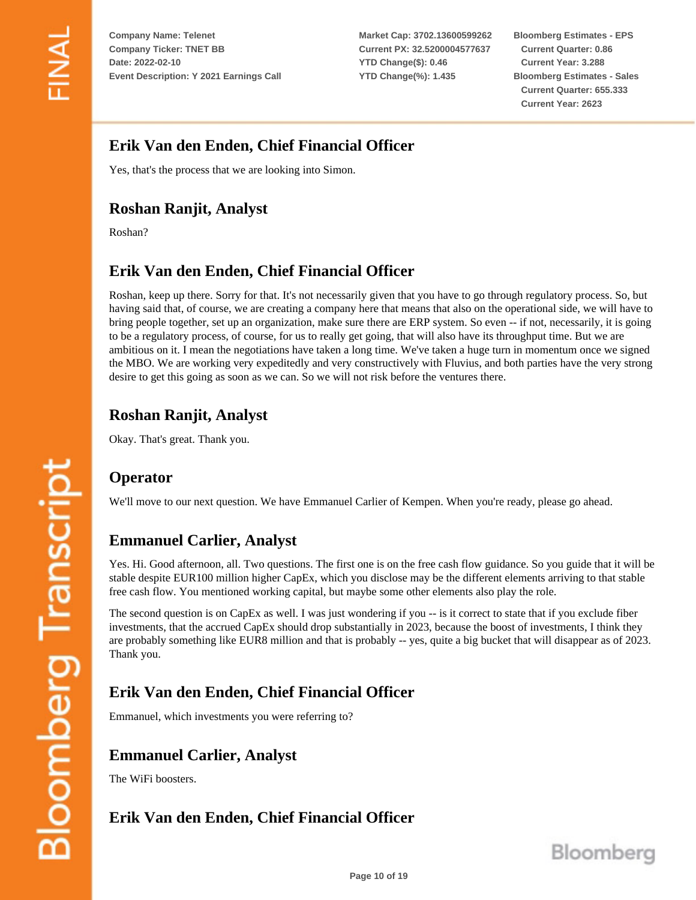## Erik Van den Enden, Chief Financial Officer

Yes, that's the process that we are looking into Simon.

## Roshan Ranjit, Analyst

Roshan?

## Erik Van den Enden, Chief Financial Officer

Roshan, keep up there. Sorry for that. It's not necessarily given that you have to go through regulatory process. So, but having said that, of course, we are creating a company here that means that also on the operational side, we will have to bring people together, set up an organization, make sure there are ERP system. So even -- if not, necessarily, it is going to be a regulatory process, of course, for us to really get going, that will also have its throughput time. But we are ambitious on it. I mean the negotiations have taken a long time. We've taken a huge turn in momentum once we signed the MBO. We are working very expeditedly and very constructively with Fluvius, and both parties have the very strong desire to get this going as soon as we can. So we will not risk before the ventures there.

## Roshan Ranjit, Analyst

Okay. That's great. Thank you.

## Operator

We'll move to our next question. We have Emmanuel Carlier of Kempen. When you're ready, please go ahead.

## Emmanuel Carlier, Analyst

Yes. Hi. Good afternoon, all. Two questions. The first one is on the free cash flow guidance. So you guide that it will be stable despite EUR100 million higher CapEx, which you disclose may be the different elements arriving to that stable free cash flow. You mentioned working capital, but maybe some other elements also play the role.

The second question is on CapEx as well. I was just wondering if you -- is it correct to state that if you exclude fiber investments, that the accrued CapEx should drop substantially in 2023, because the boost of investments, I think they are probably something like EUR8 million and that is probably -- yes, quite a big bucket that will disappear as of 2023. Thank you.

## Erik Van den Enden, Chief Financial Officer

Emmanuel, which investments you were referring to?

## Emmanuel Carlier, Analyst

The WiFi boosters.

## Erik Van den Enden, Chief Financial Officer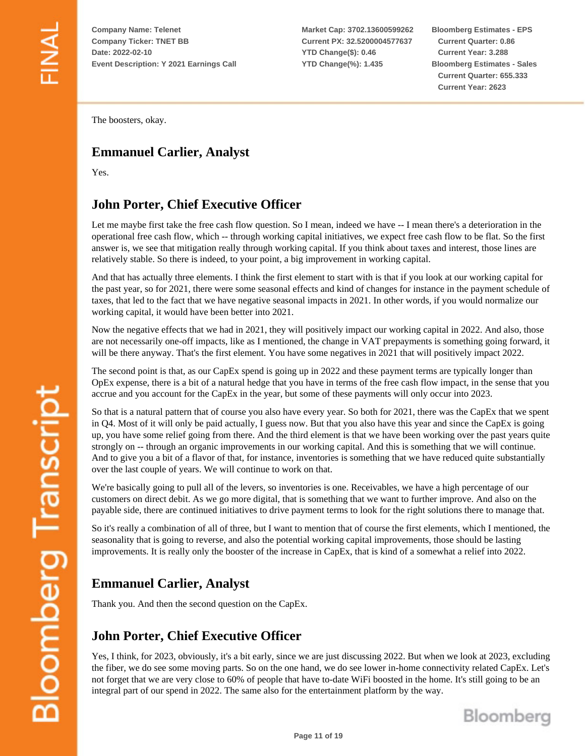The boosters, okay.

## Emmanuel Carlier, Analyst

Yes.

## John Porter, Chief Executive Officer

Let me maybe first take the free cash flow question. So I mean, indeed we have -- I mean there's a deterioration in the operational free cash flow, which -- through working capital initiatives, we expect free cash flow to be flat. So the first answer is, we see that mitigation really through working capital. If you think about taxes and interest, those lines are relatively stable. So there is indeed, to your point, a big improvement in working capital.

And that has actually three elements. I think the first element to start with is that if you look at our working capital for the past year, so for 2021, there were some seasonal effects and kind of changes for instance in the payment schedule of taxes, that led to the fact that we have negative seasonal impacts in 2021. In other words, if you would normalize our working capital, it would have been better into 2021.

Now the negative effects that we had in 2021, they will positively impact our working capital in 2022. And also, those are not necessarily one-off impacts, like as I mentioned, the change in VAT prepayments is something going forward, it will be there anyway. That's the first element. You have some negatives in 2021 that will positively impact 2022.

The second point is that, as our CapEx spend is going up in 2022 and these payment terms are typically longer than OpEx expense, there is a bit of a natural hedge that you have in terms of the free cash flow impact, in the sense that you accrue and you account for the CapEx in the year, but some of these payments will only occur into 2023.

So that is a natural pattern that of course you also have every year. So both for 2021, there was the CapEx that we spent in Q4. Most of it will only be paid actually, I guess now. But that you also have this year and since the CapEx is going up, you have some relief going from there. And the third element is that we have been working over the past years quite strongly on -- through an organic improvements in our working capital. And this is something that we will continue. And to give you a bit of a flavor of that, for instance, inventories is something that we have reduced quite substantially over the last couple of years. We will continue to work on that.

We're basically going to pull all of the levers, so inventories is one. Receivables, we have a high percentage of our customers on direct debit. As we go more digital, that is something that we want to further improve. And also on the payable side, there are continued initiatives to drive payment terms to look for the right solutions there to manage that.

So it's really a combination of all of three, but I want to mention that of course the first elements, which I mentioned, the seasonality that is going to reverse, and also the potential working capital improvements, those should be lasting improvements. It is really only the booster of the increase in CapEx, that is kind of a somewhat a relief into 2022.

## Emmanuel Carlier, Analyst

Thank you. And then the second question on the CapEx.

## John Porter, Chief Executive Officer

Yes, I think, for 2023, obviously, it's a bit early, since we are just discussing 2022. But when we look at 2023, excluding the fiber, we do see some moving parts. So on the one hand, we do see lower in-home connectivity related CapEx. Let's not forget that we are very close to 60% of people that have to-date WiFi boosted in the home. It's still going to be an integral part of our spend in 2022. The same also for the entertainment platform by the way.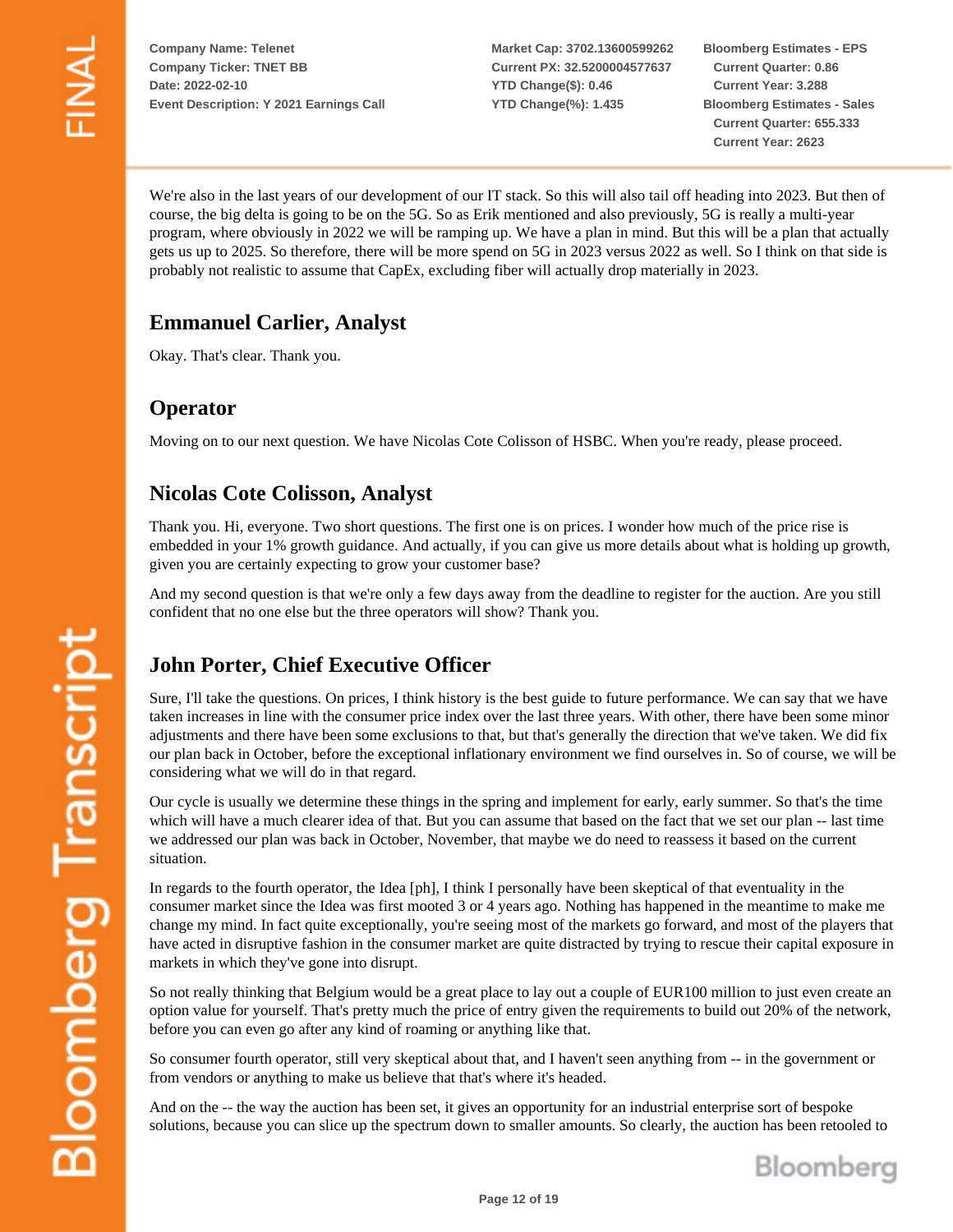We're also in the last years of our development of our IT stack. So this will also tail off heading into 2023. But then of course, the big delta is going to be on the 5G. So as Erik mentioned and also previously, 5G is really a multi-year program, where obviously in 2022 we will be ramping up. We have a plan in mind. But this will be a plan that actually gets us up to 2025. So therefore, there will be more spend on 5G in 2023 versus 2022 as well. So I think on that side is probably not realistic to assume that CapEx, excluding fiber will actually drop materially in 2023.

## Emmanuel Carlier, Analyst

Okay. That's clear. Thank you.

## Operator

Moving on to our next question. We have Nicolas Cote Colisson of HSBC. When you're ready, please proceed.

## Nicolas Cote Colisson, Analyst

Thank you. Hi, everyone. Two short questions. The first one is on prices. I wonder how much of the price rise is embedded in your 1% growth guidance. And actually, if you can give us more details about what is holding up growth, given you are certainly expecting to grow your customer base?

And my second question is that we're only a few days away from the deadline to register for the auction. Are you still confident that no one else but the three operators will show? Thank you.

## John Porter, Chief Executive Officer

Sure, I'll take the questions. On prices, I think history is the best guide to future performance. We can say that we have taken increases in line with the consumer price index over the last three years. With other, there have been some minor adjustments and there have been some exclusions to that, but that's generally the direction that we've taken. We did fix our plan back in October, before the exceptional inflationary environment we find ourselves in. So of course, we will be considering what we will do in that regard.

Our cycle is usually we determine these things in the spring and implement for early, early summer. So that's the time which will have a much clearer idea of that. But you can assume that based on the fact that we set our plan -- last time we addressed our plan was back in October, November, that maybe we do need to reassess it based on the current situation.

In regards to the fourth operator, the Idea [ph], I think I personally have been skeptical of that eventuality in the consumer market since the Idea was first mooted 3 or 4 years ago. Nothing has happened in the meantime to make me change my mind. In fact quite exceptionally, you're seeing most of the markets go forward, and most of the players that have acted in disruptive fashion in the consumer market are quite distracted by trying to rescue their capital exposure in markets in which they've gone into disrupt.

So not really thinking that Belgium would be a great place to lay out a couple of EUR100 million to just even create an option value for yourself. That's pretty much the price of entry given the requirements to build out 20% of the network, before you can even go after any kind of roaming or anything like that.

So consumer fourth operator, still very skeptical about that, and I haven't seen anything from -- in the government or from vendors or anything to make us believe that that's where it's headed.

And on the -- the way the auction has been set, it gives an opportunity for an industrial enterprise sort of bespoke solutions, because you can slice up the spectrum down to smaller amounts. So clearly, the auction has been retooled to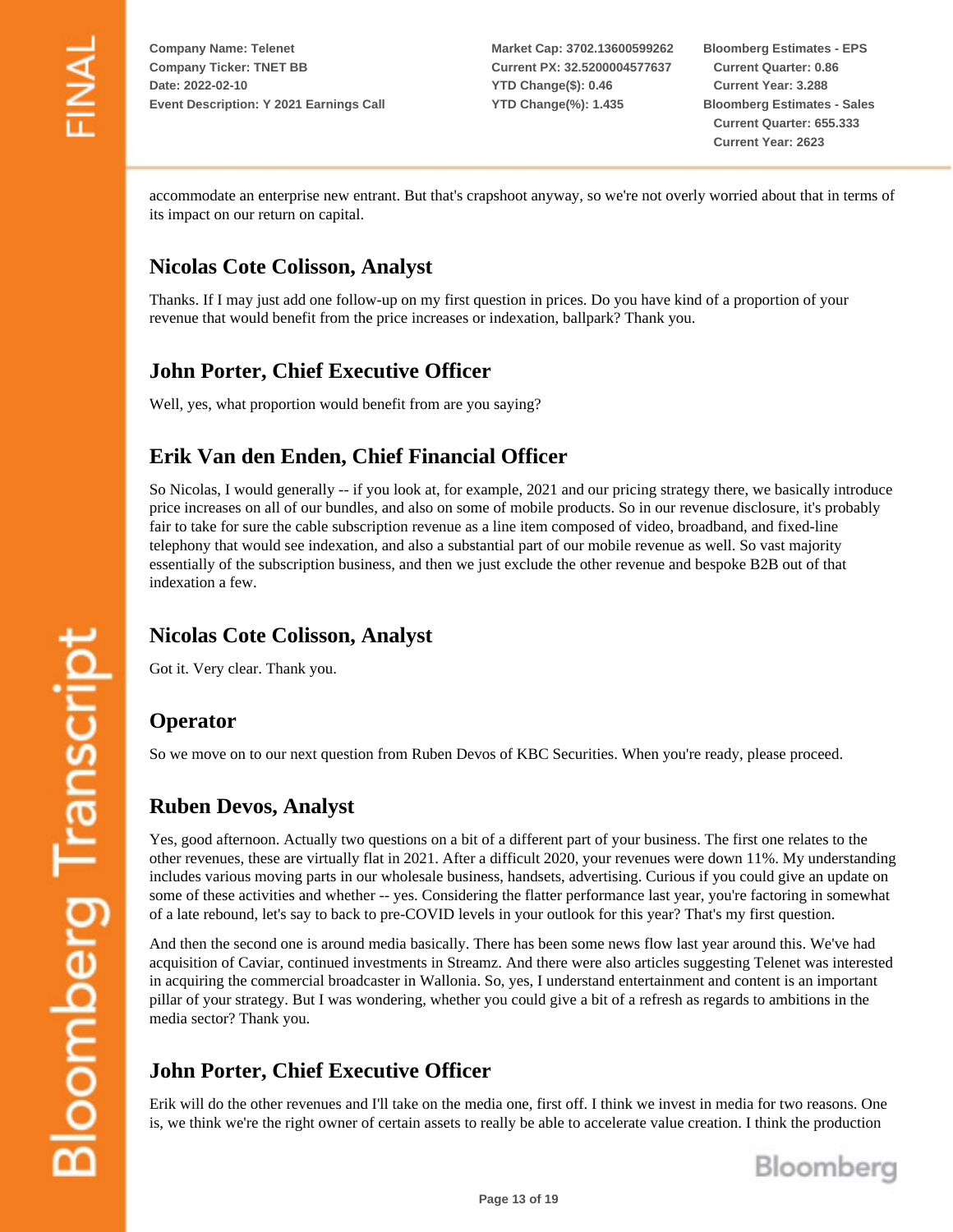accommodate an enterprise new entrant. But that's crapshoot anyway, so we're not overly worried about that in terms of its impact on our return on capital.

## Nicolas Cote Colisson, Analyst

Thanks. If I may just add one follow-up on my first question in prices. Do you have kind of a proportion of your revenue that would benefit from the price increases or indexation, ballpark? Thank you.

## John Porter, Chief Executive Officer

Well, yes, what proportion would benefit from are you saying?

## Erik Van den Enden, Chief Financial Officer

So Nicolas, I would generally -- if you look at, for example, 2021 and our pricing strategy there, we basically introduce price increases on all of our bundles, and also on some of mobile products. So in our revenue disclosure, it's probably fair to take for sure the cable subscription revenue as a line item composed of video, broadband, and fixed-line telephony that would see indexation, and also a substantial part of our mobile revenue as well. So vast majority essentially of the subscription business, and then we just exclude the other revenue and bespoke B2B out of that indexation a few.

## Nicolas Cote Colisson, Analyst

Got it. Very clear. Thank you.

## Operator

So we move on to our next question from Ruben Devos of KBC Securities. When you're ready, please proceed.

## Ruben Devos, Analyst

Yes, good afternoon. Actually two questions on a bit of a different part of your business. The first one relates to the other revenues, these are virtually flat in 2021. After a difficult 2020, your revenues were down 11%. My understanding includes various moving parts in our wholesale business, handsets, advertising. Curious if you could give an update on some of these activities and whether -- yes. Considering the flatter performance last year, you're factoring in somewhat of a late rebound, let's say to back to pre-COVID levels in your outlook for this year? That's my first question.

And then the second one is around media basically. There has been some news flow last year around this. We've had acquisition of Caviar, continued investments in Streamz. And there were also articles suggesting Telenet was interested in acquiring the commercial broadcaster in Wallonia. So, yes, I understand entertainment and content is an important pillar of your strategy. But I was wondering, whether you could give a bit of a refresh as regards to ambitions in the media sector? Thank you.

## John Porter, Chief Executive Officer

Erik will do the other revenues and I'll take on the media one, first off. I think we invest in media for two reasons. One is, we think we're the right owner of certain assets to really be able to accelerate value creation. I think the production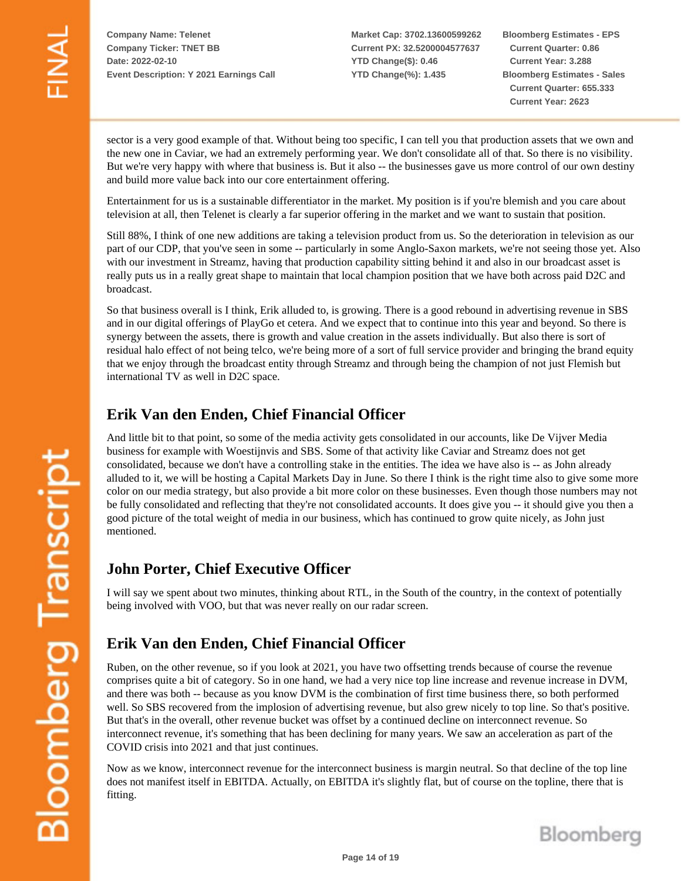sector is a very good example of that. Without being too specific, I can tell you that production assets that we own and the new one in Caviar, we had an extremely performing year. We don't consolidate all of that. So there is no visibility. But we're very happy with where that business is. But it also -- the businesses gave us more control of our own destiny and build more value back into our core entertainment offering.

Entertainment for us is a sustainable differentiator in the market. My position is if you're blemish and you care about television at all, then Telenet is clearly a far superior offering in the market and we want to sustain that position.

Still 88%, I think of one new additions are taking a television product from us. So the deterioration in television as our part of our CDP, that you've seen in some -- particularly in some Anglo-Saxon markets, we're not seeing those yet. Also with our investment in Streamz, having that production capability sitting behind it and also in our broadcast asset is really puts us in a really great shape to maintain that local champion position that we have both across paid D2C and broadcast.

So that business overall is I think, Erik alluded to, is growing. There is a good rebound in advertising revenue in SBS and in our digital offerings of PlayGo et cetera. And we expect that to continue into this year and beyond. So there is synergy between the assets, there is growth and value creation in the assets individually. But also there is sort of residual halo effect of not being telco, we're being more of a sort of full service provider and bringing the brand equity that we enjoy through the broadcast entity through Streamz and through being the champion of not just Flemish but international TV as well in D2C space.

## Erik Van den Enden, Chief Financial Officer

And little bit to that point, so some of the media activity gets consolidated in our accounts, like De Vijver Media business for example with Woestijnvis and SBS. Some of that activity like Caviar and Streamz does not get consolidated, because we don't have a controlling stake in the entities. The idea we have also is -- as John already alluded to it, we will be hosting a Capital Markets Day in June. So there I think is the right time also to give some more color on our media strategy, but also provide a bit more color on these businesses. Even though those numbers may not be fully consolidated and reflecting that they're not consolidated accounts. It does give you -- it should give you then a good picture of the total weight of media in our business, which has continued to grow quite nicely, as John just mentioned.

## John Porter, Chief Executive Officer

I will say we spent about two minutes, thinking about RTL, in the South of the country, in the context of potentially being involved with VOO, but that was never really on our radar screen.

## Erik Van den Enden, Chief Financial Officer

Ruben, on the other revenue, so if you look at 2021, you have two offsetting trends because of course the revenue comprises quite a bit of category. So in one hand, we had a very nice top line increase and revenue increase in DVM, and there was both -- because as you know DVM is the combination of first time business there, so both performed well. So SBS recovered from the implosion of advertising revenue, but also grew nicely to top line. So that's positive. But that's in the overall, other revenue bucket was offset by a continued decline on interconnect revenue. So interconnect revenue, it's something that has been declining for many years. We saw an acceleration as part of the COVID crisis into 2021 and that just continues.

Now as we know, interconnect revenue for the interconnect business is margin neutral. So that decline of the top line does not manifest itself in EBITDA. Actually, on EBITDA it's slightly flat, but of course on the topline, there that is fitting.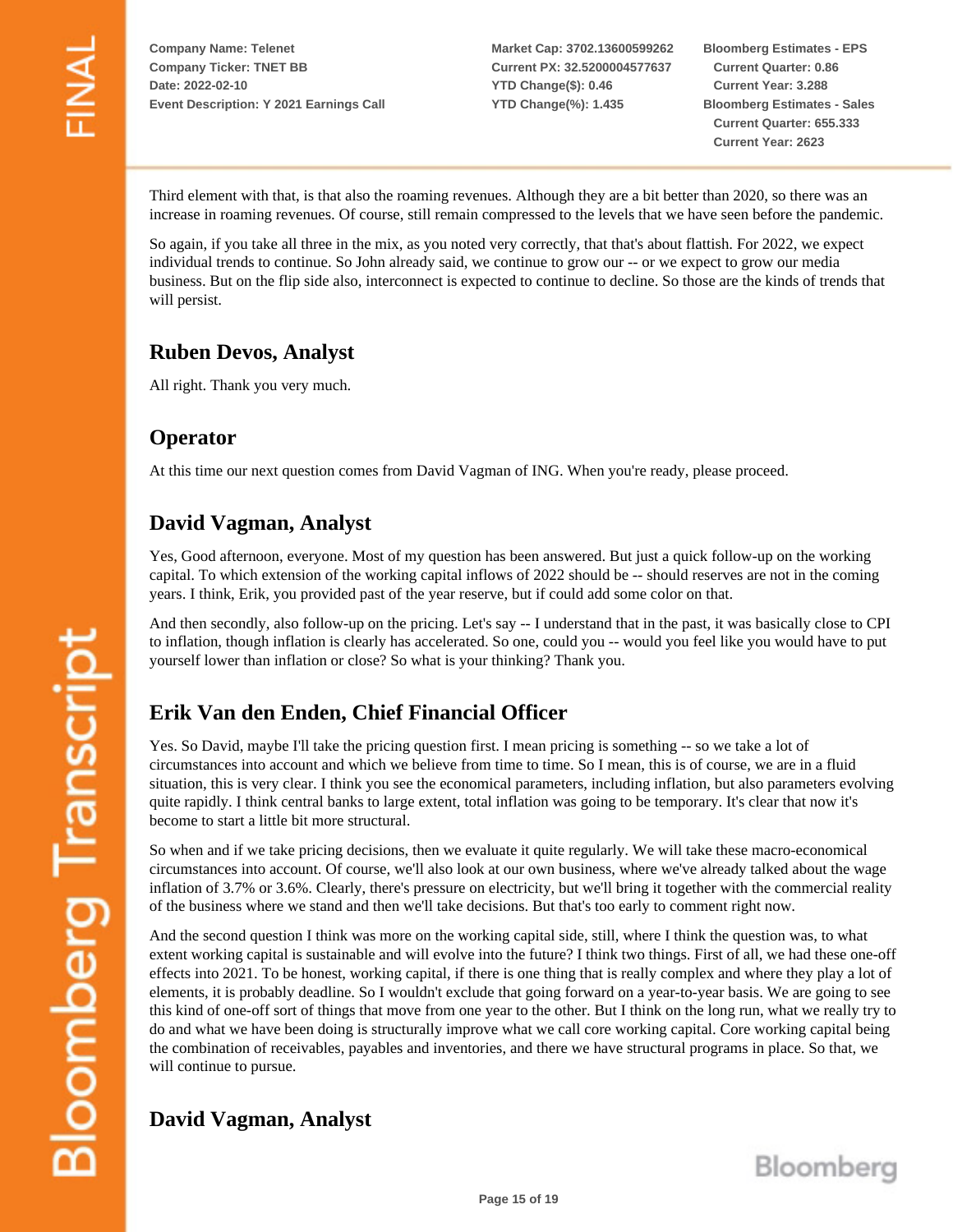Third element with that, is that also the roaming revenues. Although they are a bit better than 2020, so there was an increase in roaming revenues. Of course, still remain compressed to the levels that we have seen before the pandemic.

So again, if you take all three in the mix, as you noted very correctly, that that's about flattish. For 2022, we expect individual trends to continue. So John already said, we continue to grow our -- or we expect to grow our media business. But on the flip side also, interconnect is expected to continue to decline. So those are the kinds of trends that will persist.

## Ruben Devos, Analyst

All right. Thank you very much.

## Operator

At this time our next question comes from David Vagman of ING. When you're ready, please proceed.

## David Vagman, Analyst

Yes, Good afternoon, everyone. Most of my question has been answered. But just a quick follow-up on the working capital. To which extension of the working capital inflows of 2022 should be -- should reserves are not in the coming years. I think, Erik, you provided past of the year reserve, but if could add some color on that.

And then secondly, also follow-up on the pricing. Let's say -- I understand that in the past, it was basically close to CPI to inflation, though inflation is clearly has accelerated. So one, could you -- would you feel like you would have to put yourself lower than inflation or close? So what is your thinking? Thank you.

## Erik Van den Enden, Chief Financial Officer

Yes. So David, maybe I'll take the pricing question first. I mean pricing is something -- so we take a lot of circumstances into account and which we believe from time to time. So I mean, this is of course, we are in a fluid situation, this is very clear. I think you see the economical parameters, including inflation, but also parameters evolving quite rapidly. I think central banks to large extent, total inflation was going to be temporary. It's clear that now it's become to start a little bit more structural.

So when and if we take pricing decisions, then we evaluate it quite regularly. We will take these macro-economical circumstances into account. Of course, we'll also look at our own business, where we've already talked about the wage inflation of 3.7% or 3.6%. Clearly, there's pressure on electricity, but we'll bring it together with the commercial reality of the business where we stand and then we'll take decisions. But that's too early to comment right now.

And the second question I think was more on the working capital side, still, where I think the question was, to what extent working capital is sustainable and will evolve into the future? I think two things. First of all, we had these one-off effects into 2021. To be honest, working capital, if there is one thing that is really complex and where they play a lot of elements, it is probably deadline. So I wouldn't exclude that going forward on a year-to-year basis. We are going to see this kind of one-off sort of things that move from one year to the other. But I think on the long run, what we really try to do and what we have been doing is structurally improve what we call core working capital. Core working capital being the combination of receivables, payables and inventories, and there we have structural programs in place. So that, we will continue to pursue.

## David Vagman, Analyst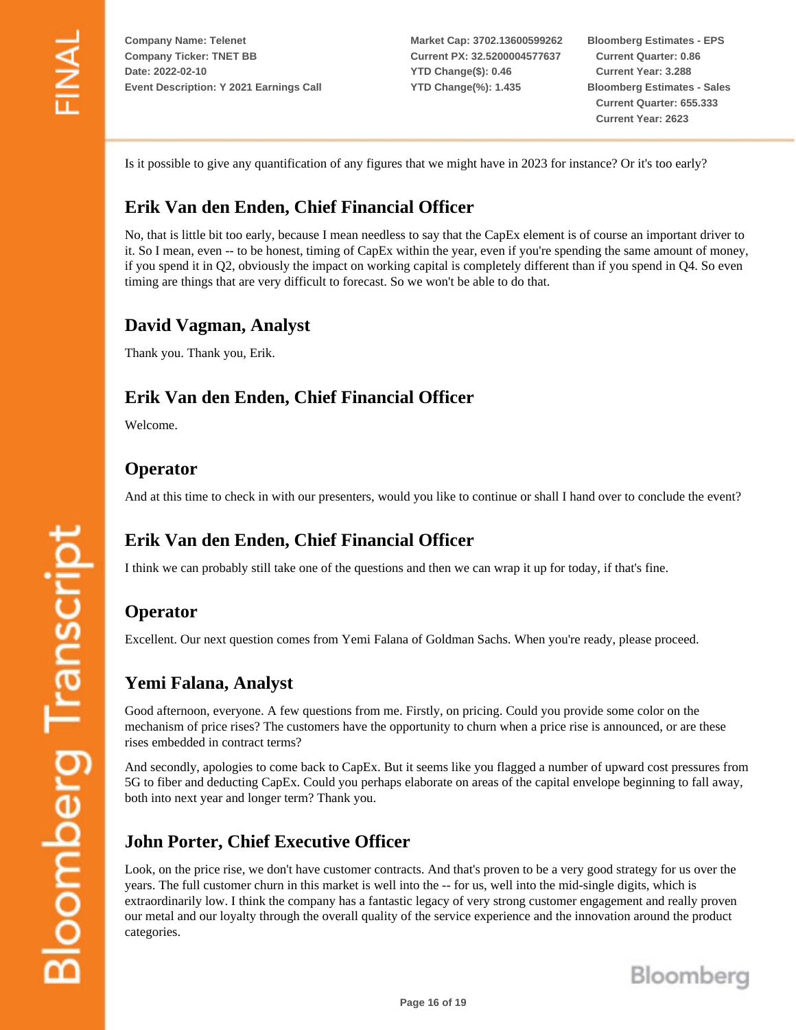Is it possible to give any quantification of any figures that we might have in 2023 for instance? Or it's too early?

## Erik Van den Enden, Chief Financial Officer

No, that is little bit too early, because I mean needless to say that the CapEx element is of course an important driver to it. So I mean, even -- to be honest, timing of CapEx within the year, even if you're spending the same amount of money, if you spend it in Q2, obviously the impact on working capital is completely different than if you spend in Q4. So even timing are things that are very difficult to forecast. So we won't be able to do that.

## David Vagman, Analyst

Thank you. Thank you, Erik.

## Erik Van den Enden, Chief Financial Officer

Welcome.

## Operator

And at this time to check in with our presenters, would you like to continue or shall I hand over to conclude the event?

## Erik Van den Enden, Chief Financial Officer

I think we can probably still take one of the questions and then we can wrap it up for today, if that's fine.

## Operator

Excellent. Our next question comes from Yemi Falana of Goldman Sachs. When you're ready, please proceed.

## Yemi Falana, Analyst

Good afternoon, everyone. A few questions from me. Firstly, on pricing. Could you provide some color on the mechanism of price rises? The customers have the opportunity to churn when a price rise is announced, or are these rises embedded in contract terms?

And secondly, apologies to come back to CapEx. But it seems like you flagged a number of upward cost pressures from 5G to fiber and deducting CapEx. Could you perhaps elaborate on areas of the capital envelope beginning to fall away, both into next year and longer term? Thank you.

## John Porter, Chief Executive Officer

Look, on the price rise, we don't have customer contracts. And that's proven to be a very good strategy for us over the years. The full customer churn in this market is well into the -- for us, well into the mid-single digits, which is extraordinarily low. I think the company has a fantastic legacy of very strong customer engagement and really proven our metal and our loyalty through the overall quality of the service experience and the innovation around the product categories.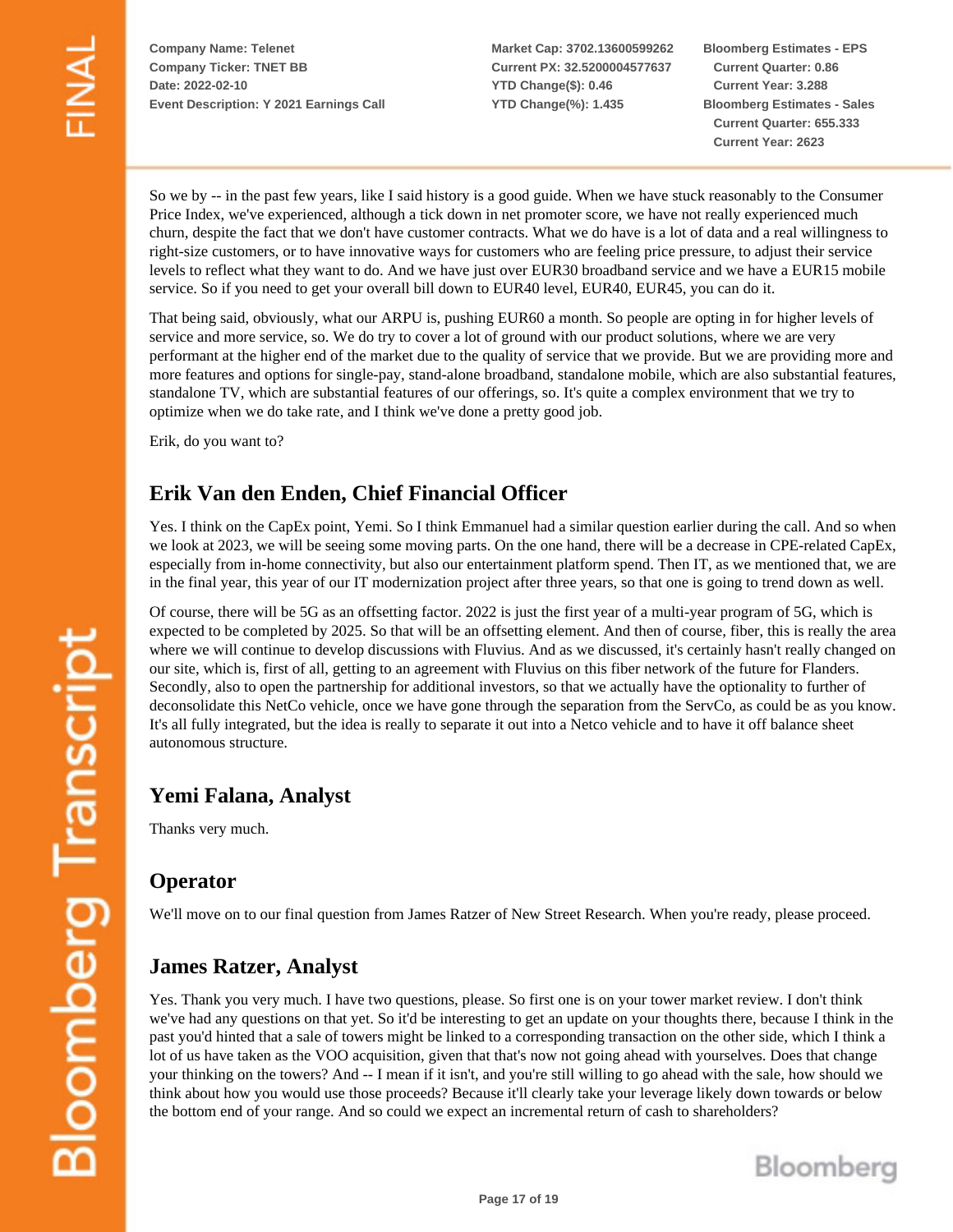So we by -- in the past few years, like I said history is a good guide. When we have stuck reasonably to the Consumer Price Index, we've experienced, although a tick down in net promoter score, we have not really experienced much churn, despite the fact that we don't have customer contracts. What we do have is a lot of data and a real willingness to right-size customers, or to have innovative ways for customers who are feeling price pressure, to adjust their service levels to reflect what they want to do. And we have just over EUR30 broadband service and we have a EUR15 mobile service. So if you need to get your overall bill down to EUR40 level, EUR40, EUR45, you can do it.

That being said, obviously, what our ARPU is, pushing EUR60 a month. So people are opting in for higher levels of service and more service, so. We do try to cover a lot of ground with our product solutions, where we are very performant at the higher end of the market due to the quality of service that we provide. But we are providing more and more features and options for single-pay, stand-alone broadband, standalone mobile, which are also substantial features, standalone TV, which are substantial features of our offerings, so. It's quite a complex environment that we try to optimize when we do take rate, and I think we've done a pretty good job.

Erik, do you want to?

## Erik Van den Enden, Chief Financial Officer

Yes. I think on the CapEx point, Yemi. So I think Emmanuel had a similar question earlier during the call. And so when we look at 2023, we will be seeing some moving parts. On the one hand, there will be a decrease in CPE-related CapEx, especially from in-home connectivity, but also our entertainment platform spend. Then IT, as we mentioned that, we are in the final year, this year of our IT modernization project after three years, so that one is going to trend down as well.

Of course, there will be 5G as an offsetting factor. 2022 is just the first year of a multi-year program of 5G, which is expected to be completed by 2025. So that will be an offsetting element. And then of course, fiber, this is really the area where we will continue to develop discussions with Fluvius. And as we discussed, it's certainly hasn't really changed on our site, which is, first of all, getting to an agreement with Fluvius on this fiber network of the future for Flanders. Secondly, also to open the partnership for additional investors, so that we actually have the optionality to further of deconsolidate this NetCo vehicle, once we have gone through the separation from the ServCo, as could be as you know. It's all fully integrated, but the idea is really to separate it out into a Netco vehicle and to have it off balance sheet autonomous structure.

## Yemi Falana, Analyst

Thanks very much.

## Operator

We'll move on to our final question from James Ratzer of New Street Research. When you're ready, please proceed.

## James Ratzer, Analyst

Yes. Thank you very much. I have two questions, please. So first one is on your tower market review. I don't think we've had any questions on that yet. So it'd be interesting to get an update on your thoughts there, because I think in the past you'd hinted that a sale of towers might be linked to a corresponding transaction on the other side, which I think a lot of us have taken as the VOO acquisition, given that that's now not going ahead with yourselves. Does that change your thinking on the towers? And -- I mean if it isn't, and you're still willing to go ahead with the sale, how should we think about how you would use those proceeds? Because it'll clearly take your leverage likely down towards or below the bottom end of your range. And so could we expect an incremental return of cash to shareholders?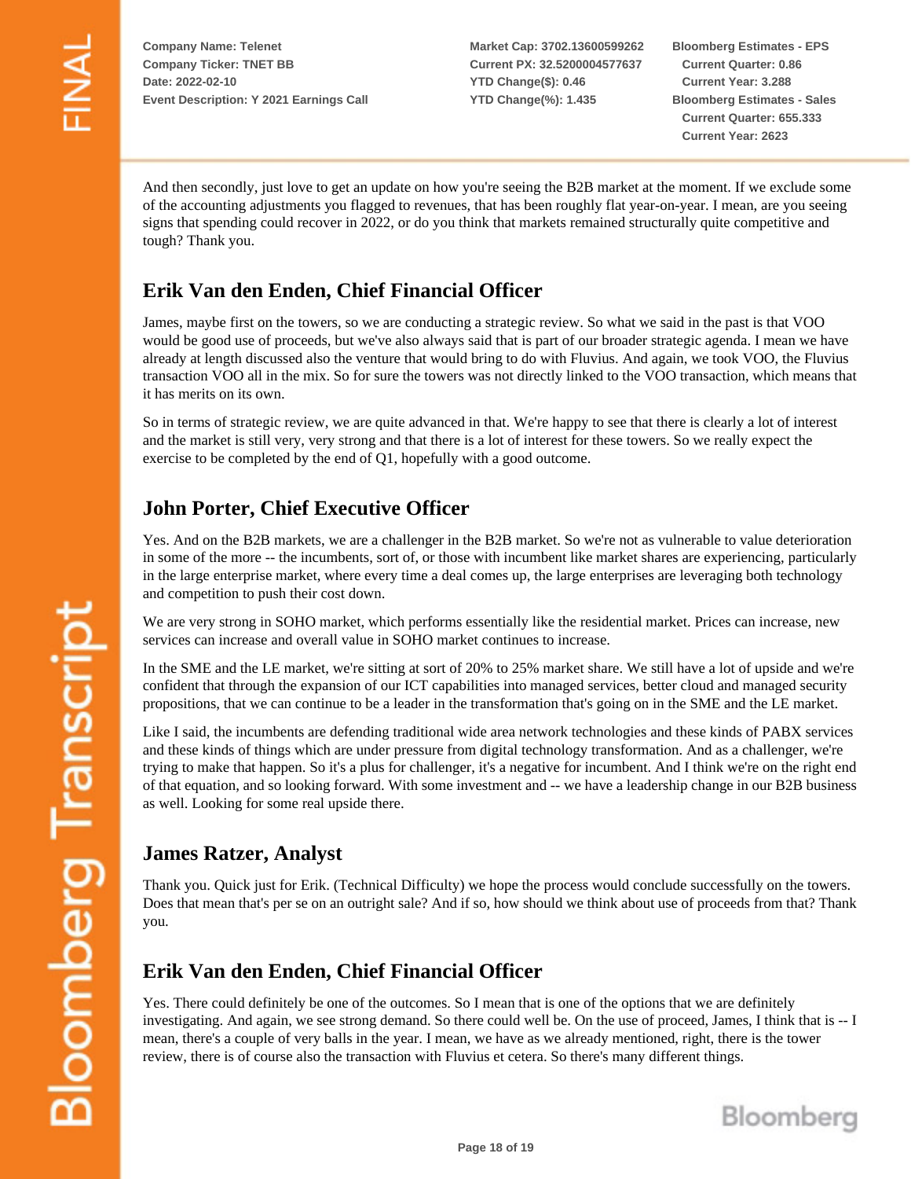And then secondly, just love to get an update on how you're seeing the B2B market at the moment. If we exclude some of the accounting adjustments you flagged to revenues, that has been roughly flat year-on-year. I mean, are you seeing signs that spending could recover in 2022, or do you think that markets remained structurally quite competitive and tough? Thank you.

## Erik Van den Enden, Chief Financial Officer

James, maybe first on the towers, so we are conducting a strategic review. So what we said in the past is that VOO would be good use of proceeds, but we've also always said that is part of our broader strategic agenda. I mean we have already at length discussed also the venture that would bring to do with Fluvius. And again, we took VOO, the Fluvius transaction VOO all in the mix. So for sure the towers was not directly linked to the VOO transaction, which means that it has merits on its own.

So in terms of strategic review, we are quite advanced in that. We're happy to see that there is clearly a lot of interest and the market is still very, very strong and that there is a lot of interest for these towers. So we really expect the exercise to be completed by the end of Q1, hopefully with a good outcome.

## John Porter, Chief Executive Officer

Yes. And on the B2B markets, we are a challenger in the B2B market. So we're not as vulnerable to value deterioration in some of the more -- the incumbents, sort of, or those with incumbent like market shares are experiencing, particularly in the large enterprise market, where every time a deal comes up, the large enterprises are leveraging both technology and competition to push their cost down.

We are very strong in SOHO market, which performs essentially like the residential market. Prices can increase, new services can increase and overall value in SOHO market continues to increase.

In the SME and the LE market, we're sitting at sort of 20% to 25% market share. We still have a lot of upside and we're confident that through the expansion of our ICT capabilities into managed services, better cloud and managed security propositions, that we can continue to be a leader in the transformation that's going on in the SME and the LE market.

Like I said, the incumbents are defending traditional wide area network technologies and these kinds of PABX services and these kinds of things which are under pressure from digital technology transformation. And as a challenger, we're trying to make that happen. So it's a plus for challenger, it's a negative for incumbent. And I think we're on the right end of that equation, and so looking forward. With some investment and -- we have a leadership change in our B2B business as well. Looking for some real upside there.

## James Ratzer, Analyst

Thank you. Quick just for Erik. (Technical Difficulty) we hope the process would conclude successfully on the towers. Does that mean that's per se on an outright sale? And if so, how should we think about use of proceeds from that? Thank you.

## Erik Van den Enden, Chief Financial Officer

Yes. There could definitely be one of the outcomes. So I mean that is one of the options that we are definitely investigating. And again, we see strong demand. So there could well be. On the use of proceed, James, I think that is -- I mean, there's a couple of very balls in the year. I mean, we have as we already mentioned, right, there is the tower review, there is of course also the transaction with Fluvius et cetera. So there's many different things.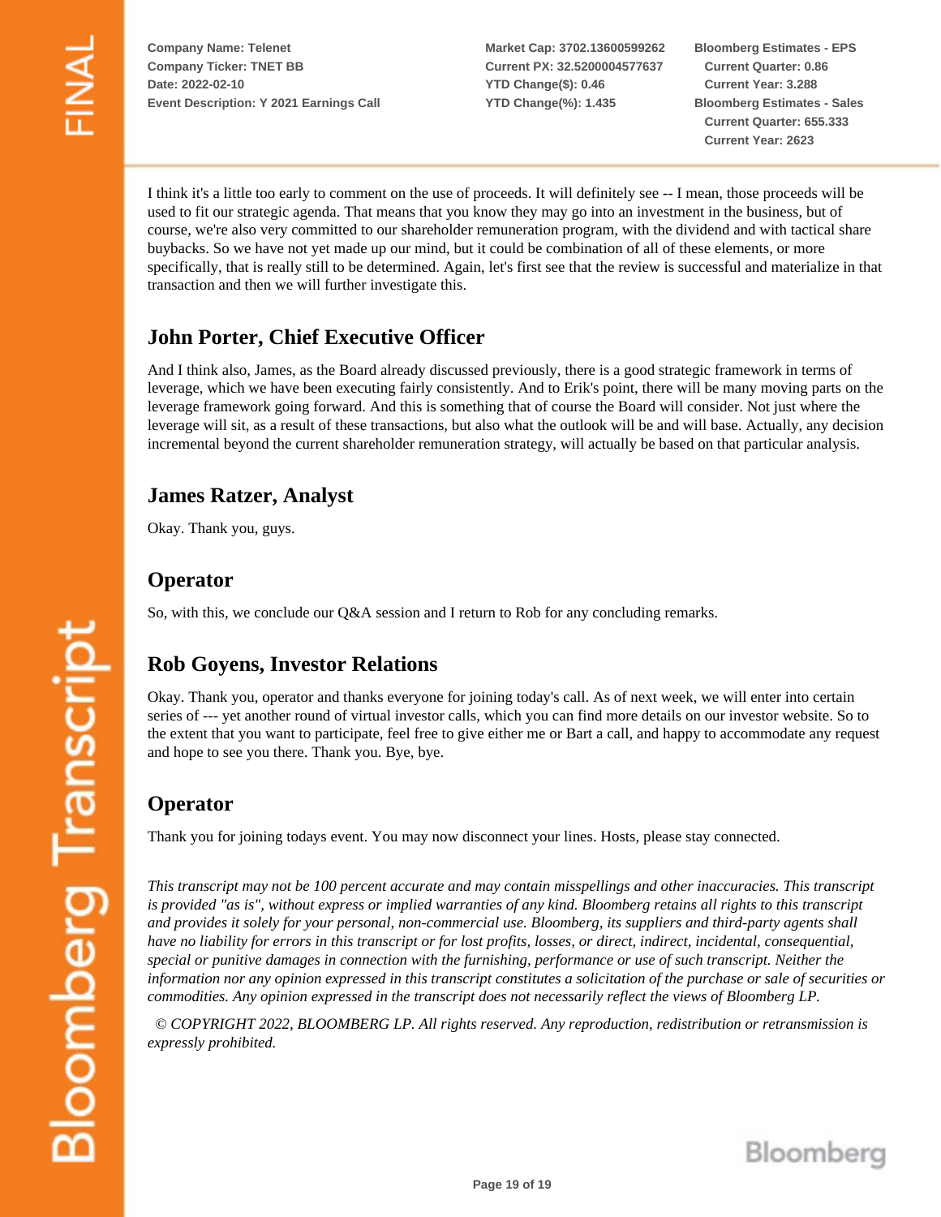I think it's a little too early to comment on the use of proceeds. It will definitely see -- I mean, those proceeds will be used to fit our strategic agenda. That means that you know they may go into an investment in the business, but of course, we're also very committed to our shareholder remuneration program, with the dividend and with tactical share buybacks. So we have not yet made up our mind, but it could be combination of all of these elements, or more specifically, that is really still to be determined. Again, let's first see that the review is successful and materialize in that transaction and then we will further investigate this.

## John Porter, Chief Executive Officer

And I think also, James, as the Board already discussed previously, there is a good strategic framework in terms of leverage, which we have been executing fairly consistently. And to Erik's point, there will be many moving parts on the leverage framework going forward. And this is something that of course the Board will consider. Not just where the leverage will sit, as a result of these transactions, but also what the outlook will be and will base. Actually, any decision incremental beyond the current shareholder remuneration strategy, will actually be based on that particular analysis.

## James Ratzer, Analyst

Okay. Thank you, guys.

## Operator

So, with this, we conclude our Q&A session and I return to Rob for any concluding remarks.

## Rob Goyens, Investor Relations

Okay. Thank you, operator and thanks everyone for joining today's call. As of next week, we will enter into certain series of --- yet another round of virtual investor calls, which you can find more details on our investor website. So to the extent that you want to participate, feel free to give either me or Bart a call, and happy to accommodate any request and hope to see you there. Thank you. Bye, bye.

## Operator

Thank you for joining todays event. You may now disconnect your lines. Hosts, please stay connected.

*This transcript may not be 100 percent accurate and may contain misspellings and other inaccuracies. This transcript is provided "as is", without express or implied warranties of any kind. Bloomberg retains all rights to this transcript and provides it solely for your personal, non-commercial use. Bloomberg, its suppliers and third-party agents shall have no liability for errors in this transcript or for lost profits, losses, or direct, indirect, incidental, consequential, special or punitive damages in connection with the furnishing, performance or use of such transcript. Neither the information nor any opinion expressed in this transcript constitutes a solicitation of the purchase or sale of securities or commodities. Any opinion expressed in the transcript does not necessarily reflect the views of Bloomberg LP.*

*© COPYRIGHT 2022, BLOOMBERG LP. All rights reserved. Any reproduction, redistribution or retransmission is expressly prohibited.*